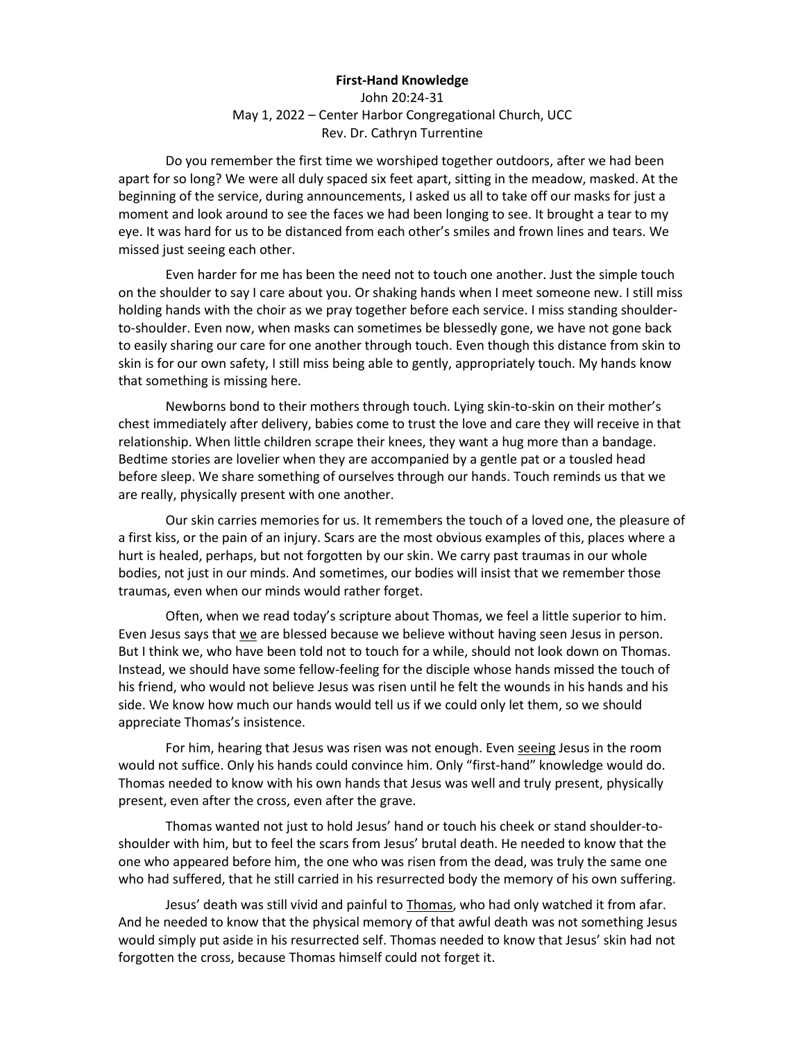**First-Hand Knowledge**

John 20:24-31

May 1, 2022 – Center Harbor Congregational Church, UCC

Rev. Dr. Cathryn Turrentine

Do you remember the first time we worshiped together outdoors, after we had been apart for so long? We were all duly spaced six feet apart, sitting in the meadow, masked. At the beginning of the service, during announcements, I asked us all to take off our masks for just a moment and look around to see the faces we had been longing to see. It brought a tear to my eye. It was hard for us to be distanced from each other's smiles and frown lines and tears. We missed just seeing each other.

Even harder for me has been the need not to touch one another. Just the simple touch on the shoulder to say I care about you. Or shaking hands when I meet someone new. I still miss holding hands with the choir as we pray together before each service. I miss standing shoulder-to-shoulder. Even now, when masks can sometimes be blessedly gone, we have not gone back to easily sharing our care for one another through touch. Even though this distance from skin to skin is for our own safety, I still miss being able to gently, appropriately touch. My hands know that something is missing here.

Newborns bond to their mothers through touch. Lying skin-to-skin on their mother's chest immediately after delivery, babies come to trust the love and care they will receive in that relationship. When little children scrape their knees, they want a hug more than a bandage. Bedtime stories are lovelier when they are accompanied by a gentle pat or a tousled head before sleep. We share something of ourselves through our hands. Touch reminds us that we are really, physically present with one another.

Our skin carries memories for us. It remembers the touch of a loved one, the pleasure of a first kiss, or the pain of an injury. Scars are the most obvious examples of this, places where a hurt is healed, perhaps, but not forgotten by our skin. We carry past traumas in our whole bodies, not just in our minds. And sometimes, our bodies will insist that we remember those traumas, even when our minds would rather forget.

Often, when we read today's scripture about Thomas, we feel a little superior to him. Even Jesus says that <u>we</u> are blessed because we believe without having seen Jesus in person. But I think we, who have been told not to touch for a while, should not look down on Thomas. Instead, we should have some fellow-feeling for the disciple whose hands missed the touch of his friend, who would not believe Jesus was risen until he felt the wounds in his hands and his side. We know how much our hands would tell us if we could only let them, so we should appreciate Thomas's insistence.

For him, hearing that Jesus was risen was not enough. Even <u>seeing</u> Jesus in the room would not suffice. Only his hands could convince him. Only "first-hand" knowledge would do. Thomas needed to know with his own hands that Jesus was well and truly present, physically present, even after the cross, even after the grave.

Thomas wanted not just to hold Jesus' hand or touch his cheek or stand shoulder-to-shoulder with him, but to feel the scars from Jesus' brutal death. He needed to know that the one who appeared before him, the one who was risen from the dead, was truly the same one who had suffered, that he still carried in his resurrected body the memory of his own suffering.

Jesus' death was still vivid and painful to <u>Thomas</u>, who had only watched it from afar. And he needed to know that the physical memory of that awful death was not something Jesus would simply put aside in his resurrected self. Thomas needed to know that Jesus' skin had not forgotten the cross, because Thomas himself could not forget it.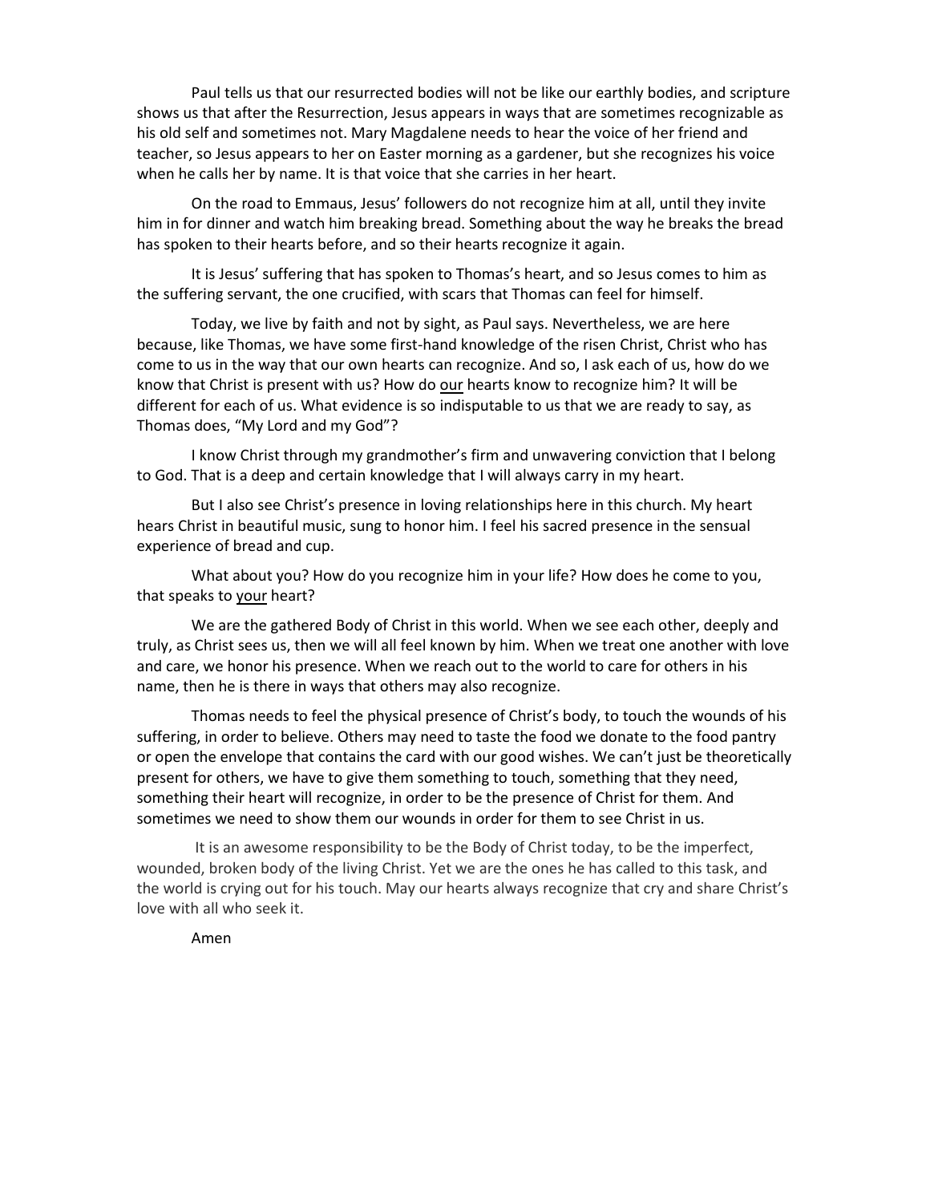Paul tells us that our resurrected bodies will not be like our earthly bodies, and scripture shows us that after the Resurrection, Jesus appears in ways that are sometimes recognizable as his old self and sometimes not. Mary Magdalene needs to hear the voice of her friend and teacher, so Jesus appears to her on Easter morning as a gardener, but she recognizes his voice when he calls her by name. It is that voice that she carries in her heart.

On the road to Emmaus, Jesus' followers do not recognize him at all, until they invite him in for dinner and watch him breaking bread. Something about the way he breaks the bread has spoken to their hearts before, and so their hearts recognize it again.

It is Jesus' suffering that has spoken to Thomas's heart, and so Jesus comes to him as the suffering servant, the one crucified, with scars that Thomas can feel for himself.

Today, we live by faith and not by sight, as Paul says. Nevertheless, we are here because, like Thomas, we have some first-hand knowledge of the risen Christ, Christ who has come to us in the way that our own hearts can recognize. And so, I ask each of us, how do we know that Christ is present with us? How do <u>our</u> hearts know to recognize him? It will be different for each of us. What evidence is so indisputable to us that we are ready to say, as Thomas does, "My Lord and my God"?

I know Christ through my grandmother's firm and unwavering conviction that I belong to God. That is a deep and certain knowledge that I will always carry in my heart.

But I also see Christ's presence in loving relationships here in this church. My heart hears Christ in beautiful music, sung to honor him. I feel his sacred presence in the sensual experience of bread and cup.

What about you? How do you recognize him in your life? How does he come to you, that speaks to <u>your</u> heart?

We are the gathered Body of Christ in this world. When we see each other, deeply and truly, as Christ sees us, then we will all feel known by him. When we treat one another with love and care, we honor his presence. When we reach out to the world to care for others in his name, then he is there in ways that others may also recognize.

Thomas needs to feel the physical presence of Christ's body, to touch the wounds of his suffering, in order to believe. Others may need to taste the food we donate to the food pantry or open the envelope that contains the card with our good wishes. We can't just be theoretically present for others, we have to give them something to touch, something that they need, something their heart will recognize, in order to be the presence of Christ for them. And sometimes we need to show them our wounds in order for them to see Christ in us.

It is an awesome responsibility to be the Body of Christ today, to be the imperfect, wounded, broken body of the living Christ. Yet we are the ones he has called to this task, and the world is crying out for his touch. May our hearts always recognize that cry and share Christ's love with all who seek it.

Amen